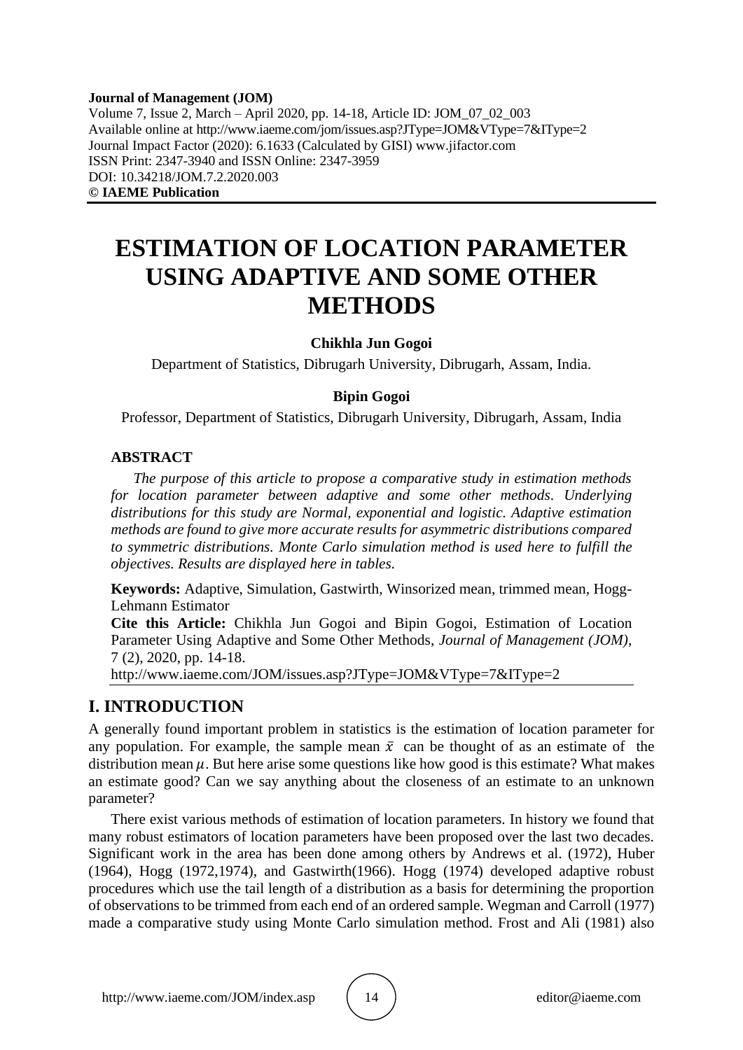**Journal of Management (JOM)**
Volume 7, Issue 2, March – April 2020, pp. 14-18, Article ID: JOM_07_02_003
Available online at http://www.iaeme.com/jom/issues.asp?JType=JOM&VType=7&IType=2
Journal Impact Factor (2020): 6.1633 (Calculated by GISI) www.jifactor.com
ISSN Print: 2347-3940 and ISSN Online: 2347-3959
DOI: 10.34218/JOM.7.2.2020.003
**© IAEME Publication**

# ESTIMATION OF LOCATION PARAMETER USING ADAPTIVE AND SOME OTHER METHODS

**Chikhla Jun Gogoi**

Department of Statistics, Dibrugarh University, Dibrugarh, Assam, India.

**Bipin Gogoi**

Professor, Department of Statistics, Dibrugarh University, Dibrugarh, Assam, India

## ABSTRACT

*The purpose of this article to propose a comparative study in estimation methods for location parameter between adaptive and some other methods. Underlying distributions for this study are Normal, exponential and logistic. Adaptive estimation methods are found to give more accurate results for asymmetric distributions compared to symmetric distributions. Monte Carlo simulation method is used here to fulfill the objectives. Results are displayed here in tables.*

**Keywords:** Adaptive, Simulation, Gastwirth, Winsorized mean, trimmed mean, Hogg-Lehmann Estimator

**Cite this Article:** Chikhla Jun Gogoi and Bipin Gogoi, Estimation of Location Parameter Using Adaptive and Some Other Methods, *Journal of Management (JOM)*, 7 (2), 2020, pp. 14-18.
http://www.iaeme.com/JOM/issues.asp?JType=JOM&VType=7&IType=2

## I. INTRODUCTION

A generally found important problem in statistics is the estimation of location parameter for any population. For example, the sample mean $\bar{x}$ can be thought of as an estimate of the distribution mean $\mu$. But here arise some questions like how good is this estimate? What makes an estimate good? Can we say anything about the closeness of an estimate to an unknown parameter?

There exist various methods of estimation of location parameters. In history we found that many robust estimators of location parameters have been proposed over the last two decades. Significant work in the area has been done among others by Andrews et al. (1972), Huber (1964), Hogg (1972,1974), and Gastwirth(1966). Hogg (1974) developed adaptive robust procedures which use the tail length of a distribution as a basis for determining the proportion of observations to be trimmed from each end of an ordered sample. Wegman and Carroll (1977) made a comparative study using Monte Carlo simulation method. Frost and Ali (1981) also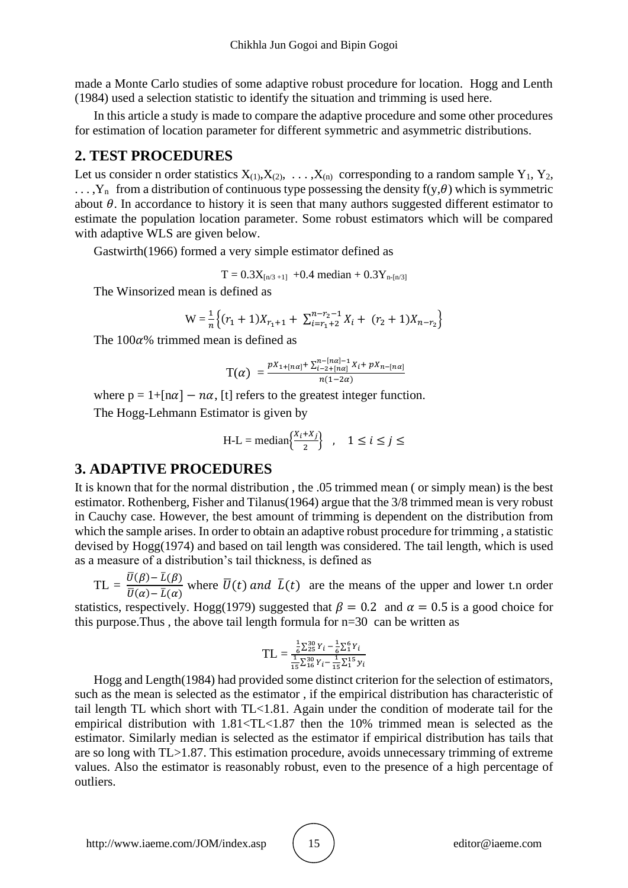made a Monte Carlo studies of some adaptive robust procedure for location. Hogg and Lenth (1984) used a selection statistic to identify the situation and trimming is used here.

In this article a study is made to compare the adaptive procedure and some other procedures for estimation of location parameter for different symmetric and asymmetric distributions.

## 2. TEST PROCEDURES

Let us consider n order statistics $X_{(1)}, X_{(2)}, \ldots, X_{(n)}$ corresponding to a random sample $Y_1, Y_2, \ldots, Y_n$ from a distribution of continuous type possessing the density $f(y,\theta)$ which is symmetric about $\theta$. In accordance to history it is seen that many authors suggested different estimator to estimate the population location parameter. Some robust estimators which will be compared with adaptive WLS are given below.

Gastwirth(1966) formed a very simple estimator defined as

$$T = 0.3X_{[n/3+1]} + 0.4 \text{ median} + 0.3Y_{n-[n/3]}$$

The Winsorized mean is defined as

$$W = \frac{1}{n}\left\{(r_1+1)X_{r_1+1} + \sum_{i=r_1+2}^{n-r_2-1} X_i + (r_2+1)X_{n-r_2}\right\}$$

The $100\alpha$% trimmed mean is defined as

$$T(\alpha) = \frac{pX_{1+[n\alpha]} + \sum_{i-2+[n\alpha]}^{n-[n\alpha]-1} X_i + pX_{n-[n\alpha]}}{n(1-2\alpha)}$$

where $p = 1+[n\alpha] - n\alpha$, [t] refers to the greatest integer function.

The Hogg-Lehmann Estimator is given by

$$\text{H-L} = \text{median}\left\{\frac{X_i + X_j}{2}\right\} \quad , \quad 1 \le i \le j \le$$

## 3. ADAPTIVE PROCEDURES

It is known that for the normal distribution , the .05 trimmed mean ( or simply mean) is the best estimator. Rothenberg, Fisher and Tilanus(1964) argue that the 3/8 trimmed mean is very robust in Cauchy case. However, the best amount of trimming is dependent on the distribution from which the sample arises. In order to obtain an adaptive robust procedure for trimming , a statistic devised by Hogg(1974) and based on tail length was considered. The tail length, which is used as a measure of a distribution's tail thickness, is defined as

$$TL = \frac{\bar{U}(\beta) - \bar{L}(\beta)}{\bar{U}(\alpha) - \bar{L}(\alpha)}$$ where $\bar{U}(t)$ *and* $\bar{L}(t)$ are the means of the upper and lower t.n order statistics, respectively. Hogg(1979) suggested that $\beta = 0.2$ and $\alpha = 0.5$ is a good choice for this purpose.Thus , the above tail length formula for n=30 can be written as

$$TL = \frac{\frac{1}{6}\sum_{25}^{30} Y_i - \frac{1}{6}\sum_{1}^{6} Y_i}{\frac{1}{15}\sum_{16}^{30} Y_i - \frac{1}{15}\sum_{1}^{15} y_i}$$

Hogg and Length(1984) had provided some distinct criterion for the selection of estimators, such as the mean is selected as the estimator , if the empirical distribution has characteristic of tail length TL which short with TL<1.81. Again under the condition of moderate tail for the empirical distribution with 1.81<TL<1.87 then the 10% trimmed mean is selected as the estimator. Similarly median is selected as the estimator if empirical distribution has tails that are so long with TL>1.87. This estimation procedure, avoids unnecessary trimming of extreme values. Also the estimator is reasonably robust, even to the presence of a high percentage of outliers.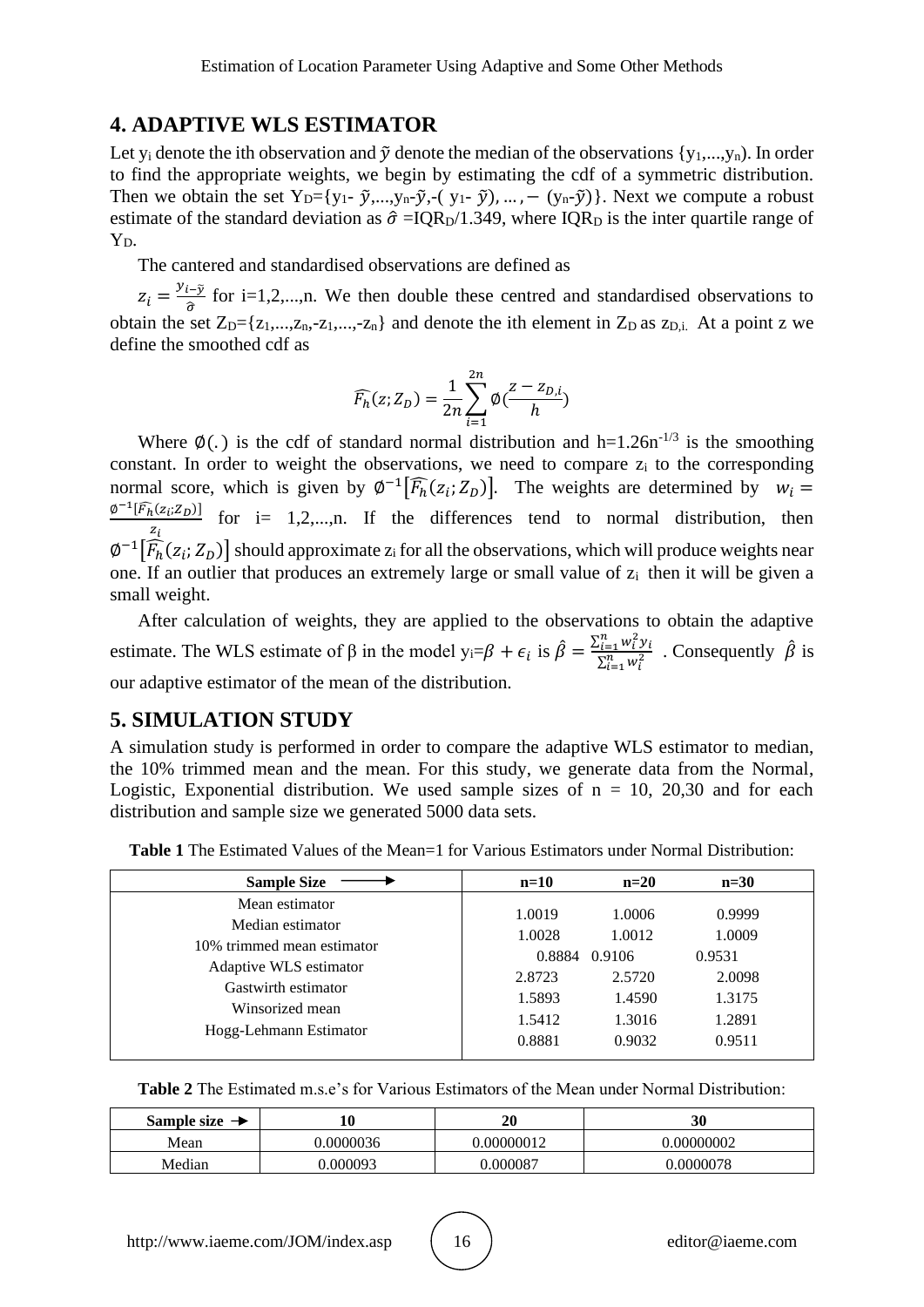## 4. ADAPTIVE WLS ESTIMATOR

Let $y_i$ denote the ith observation and $\tilde{y}$ denote the median of the observations $\{y_1,...,y_n\}$. In order to find the appropriate weights, we begin by estimating the cdf of a symmetric distribution. Then we obtain the set $Y_D=\{y_1-\tilde{y},...,y_n-\tilde{y},-(y_1-\tilde{y}),...,-(y_n-\tilde{y})\}$. Next we compute a robust estimate of the standard deviation as $\hat{\sigma}=IQR_D/1.349$, where $IQR_D$ is the inter quartile range of $Y_D$.

The cantered and standardised observations are defined as

$z_i=\frac{y_i-\tilde{y}}{\hat{\sigma}}$ for i=1,2,...,n. We then double these centred and standardised observations to obtain the set $Z_D=\{z_1,...,z_n,-z_1,...,-z_n\}$ and denote the ith element in $Z_D$ as $z_{D,i}$. At a point z we define the smoothed cdf as

$$\widehat{F_h}(z;Z_D)=\frac{1}{2n}\sum_{i=1}^{2n}\emptyset\left(\frac{z-z_{D,i}}{h}\right)$$

Where $\emptyset(.)$ is the cdf of standard normal distribution and $h=1.26n^{-1/3}$ is the smoothing constant. In order to weight the observations, we need to compare $z_i$ to the corresponding normal score, which is given by $\emptyset^{-1}\left[\widehat{F_h}(z_i;Z_D)\right]$. The weights are determined by $w_i=\frac{\emptyset^{-1}\left[\widehat{F_h}(z_i;Z_D)\right]}{z_i}$ for i= 1,2,...,n. If the differences tend to normal distribution, then $\emptyset^{-1}\left[\widehat{F_h}(z_i;Z_D)\right]$ should approximate $z_i$ for all the observations, which will produce weights near one. If an outlier that produces an extremely large or small value of $z_i$ then it will be given a small weight.

After calculation of weights, they are applied to the observations to obtain the adaptive estimate. The WLS estimate of β in the model $y_i=\beta+\epsilon_i$ is $\hat{\beta}=\frac{\sum_{i=1}^{n}w_i^2y_i}{\sum_{i=1}^{n}w_i^2}$ . Consequently $\hat{\beta}$ is our adaptive estimator of the mean of the distribution.

## 5. SIMULATION STUDY

A simulation study is performed in order to compare the adaptive WLS estimator to median, the 10% trimmed mean and the mean. For this study, we generate data from the Normal, Logistic, Exponential distribution. We used sample sizes of n = 10, 20,30 and for each distribution and sample size we generated 5000 data sets.

**Table 1** The Estimated Values of the Mean=1 for Various Estimators under Normal Distribution:

| Sample Size ⟶ | n=10 | n=20 | n=30 |
|---|---|---|---|
| Mean estimator | 1.0019 | 1.0006 | 0.9999 |
| Median estimator | 1.0028 | 1.0012 | 1.0009 |
| 10% trimmed mean estimator | 0.8884 | 0.9106 | 0.9531 |
| Adaptive WLS estimator | 2.8723 | 2.5720 | 2.0098 |
| Gastwirth estimator | 1.5893 | 1.4590 | 1.3175 |
| Winsorized mean | 1.5412 | 1.3016 | 1.2891 |
| Hogg-Lehmann Estimator | 0.8881 | 0.9032 | 0.9511 |

**Table 2** The Estimated m.s.e's for Various Estimators of the Mean under Normal Distribution:

| Sample size ➔ | 10 | 20 | 30 |
|---|---|---|---|
| Mean | 0.0000036 | 0.00000012 | 0.00000002 |
| Median | 0.000093 | 0.000087 | 0.0000078 |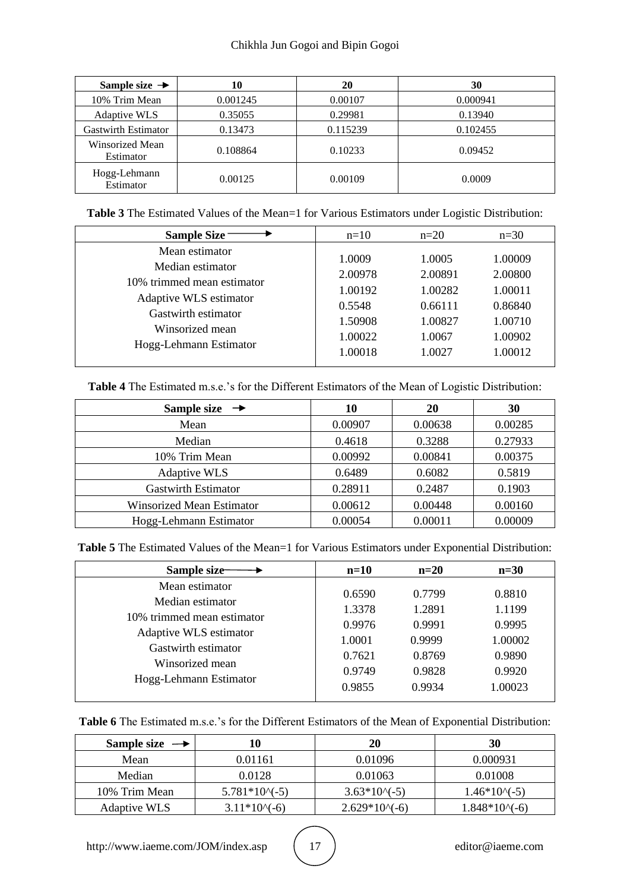| Sample size → | 10 | 20 | 30 |
|---|---|---|---|
| 10% Trim Mean | 0.001245 | 0.00107 | 0.000941 |
| Adaptive WLS | 0.35055 | 0.29981 | 0.13940 |
| Gastwirth Estimator | 0.13473 | 0.115239 | 0.102455 |
| Winsorized Mean Estimator | 0.108864 | 0.10233 | 0.09452 |
| Hogg-Lehmann Estimator | 0.00125 | 0.00109 | 0.0009 |

**Table 3** The Estimated Values of the Mean=1 for Various Estimators under Logistic Distribution:

| Sample Size → | n=10 | n=20 | n=30 |
|---|---|---|---|
| Mean estimator | 1.0009 | 1.0005 | 1.00009 |
| Median estimator | 2.00978 | 2.00891 | 2.00800 |
| 10% trimmed mean estimator | 1.00192 | 1.00282 | 1.00011 |
| Adaptive WLS estimator | 0.5548 | 0.66111 | 0.86840 |
| Gastwirth estimator | 1.50908 | 1.00827 | 1.00710 |
| Winsorized mean | 1.00022 | 1.0067 | 1.00902 |
| Hogg-Lehmann Estimator | 1.00018 | 1.0027 | 1.00012 |

**Table 4** The Estimated m.s.e.'s for the Different Estimators of the Mean of Logistic Distribution:

| Sample size → | 10 | 20 | 30 |
|---|---|---|---|
| Mean | 0.00907 | 0.00638 | 0.00285 |
| Median | 0.4618 | 0.3288 | 0.27933 |
| 10% Trim Mean | 0.00992 | 0.00841 | 0.00375 |
| Adaptive WLS | 0.6489 | 0.6082 | 0.5819 |
| Gastwirth Estimator | 0.28911 | 0.2487 | 0.1903 |
| Winsorized Mean Estimator | 0.00612 | 0.00448 | 0.00160 |
| Hogg-Lehmann Estimator | 0.00054 | 0.00011 | 0.00009 |

**Table 5** The Estimated Values of the Mean=1 for Various Estimators under Exponential Distribution:

| Sample size → | n=10 | n=20 | n=30 |
|---|---|---|---|
| Mean estimator | 0.6590 | 0.7799 | 0.8810 |
| Median estimator | 1.3378 | 1.2891 | 1.1199 |
| 10% trimmed mean estimator | 0.9976 | 0.9991 | 0.9995 |
| Adaptive WLS estimator | 1.0001 | 0.9999 | 1.00002 |
| Gastwirth estimator | 0.7621 | 0.8769 | 0.9890 |
| Winsorized mean | 0.9749 | 0.9828 | 0.9920 |
| Hogg-Lehmann Estimator | 0.9855 | 0.9934 | 1.00023 |

**Table 6** The Estimated m.s.e.'s for the Different Estimators of the Mean of Exponential Distribution:

| Sample size → | 10 | 20 | 30 |
|---|---|---|---|
| Mean | 0.01161 | 0.01096 | 0.000931 |
| Median | 0.0128 | 0.01063 | 0.01008 |
| 10% Trim Mean | $5.781*10^{-5}$ | $3.63*10^{-5}$ | $1.46*10^{-5}$ |
| Adaptive WLS | $3.11*10^{-6}$ | $2.629*10^{-6}$ | $1.848*10^{-6}$ |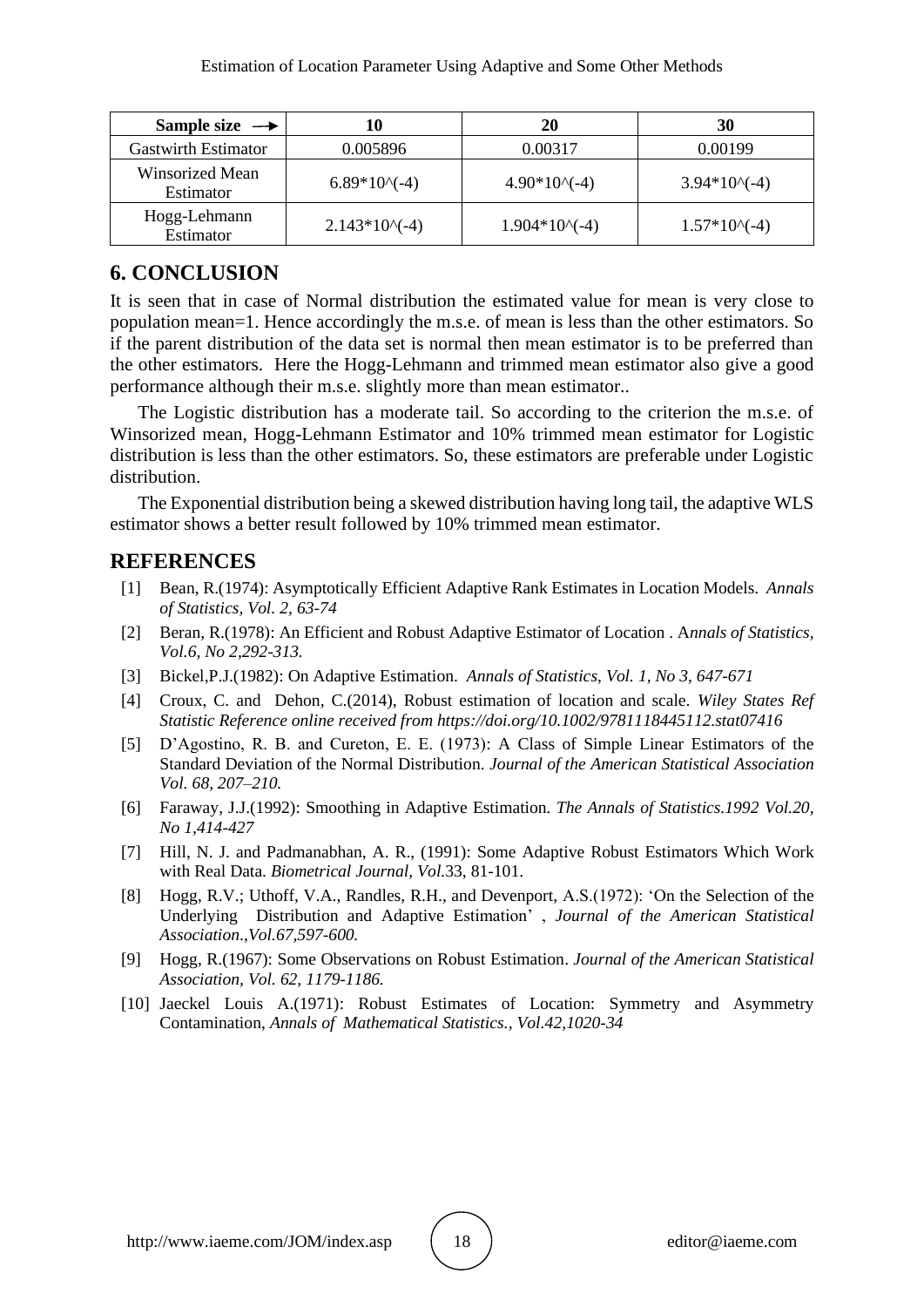| Sample size ⟶ | 10 | 20 | 30 |
|---|---|---|---|
| Gastwirth Estimator | 0.005896 | 0.00317 | 0.00199 |
| Winsorized Mean Estimator | $6.89*10^{(-4)}$ | $4.90*10^{(-4)}$ | $3.94*10^{(-4)}$ |
| Hogg-Lehmann Estimator | $2.143*10^{(-4)}$ | $1.904*10^{(-4)}$ | $1.57*10^{(-4)}$ |

## 6. CONCLUSION

It is seen that in case of Normal distribution the estimated value for mean is very close to population mean=1. Hence accordingly the m.s.e. of mean is less than the other estimators. So if the parent distribution of the data set is normal then mean estimator is to be preferred than the other estimators. Here the Hogg-Lehmann and trimmed mean estimator also give a good performance although their m.s.e. slightly more than mean estimator..

The Logistic distribution has a moderate tail. So according to the criterion the m.s.e. of Winsorized mean, Hogg-Lehmann Estimator and 10% trimmed mean estimator for Logistic distribution is less than the other estimators. So, these estimators are preferable under Logistic distribution.

The Exponential distribution being a skewed distribution having long tail, the adaptive WLS estimator shows a better result followed by 10% trimmed mean estimator.

## REFERENCES

[1] Bean, R.(1974): Asymptotically Efficient Adaptive Rank Estimates in Location Models. *Annals of Statistics, Vol. 2, 63-74*

[2] Beran, R.(1978): An Efficient and Robust Adaptive Estimator of Location . A*nnals of Statistics, Vol.6, No 2,292-313.*

[3] Bickel,P.J.(1982): On Adaptive Estimation. *Annals of Statistics, Vol. 1, No 3, 647-671*

[4] Croux, C. and Dehon, C.(2014), Robust estimation of location and scale. *Wiley States Ref Statistic Reference online received from https://doi.org/10.1002/9781118445112.stat07416*

[5] D'Agostino, R. B. and Cureton, E. E. (1973): A Class of Simple Linear Estimators of the Standard Deviation of the Normal Distribution. *Journal of the American Statistical Association Vol. 68, 207–210.*

[6] Faraway, J.J.(1992): Smoothing in Adaptive Estimation. *The Annals of Statistics.1992 Vol.20, No 1,414-427*

[7] Hill, N. J. and Padmanabhan, A. R., (1991): Some Adaptive Robust Estimators Which Work with Real Data. *Biometrical Journal, Vol.*33, 81-101.

[8] Hogg, R.V.; Uthoff, V.A., Randles, R.H., and Devenport, A.S.(1972): 'On the Selection of the Underlying Distribution and Adaptive Estimation' , *Journal of the American Statistical Association.,Vol.67,597-600.*

[9] Hogg, R.(1967): Some Observations on Robust Estimation. *Journal of the American Statistical Association, Vol. 62, 1179-1186.*

[10] Jaeckel Louis A.(1971): Robust Estimates of Location: Symmetry and Asymmetry Contamination, *Annals of Mathematical Statistics., Vol.42,1020-34*